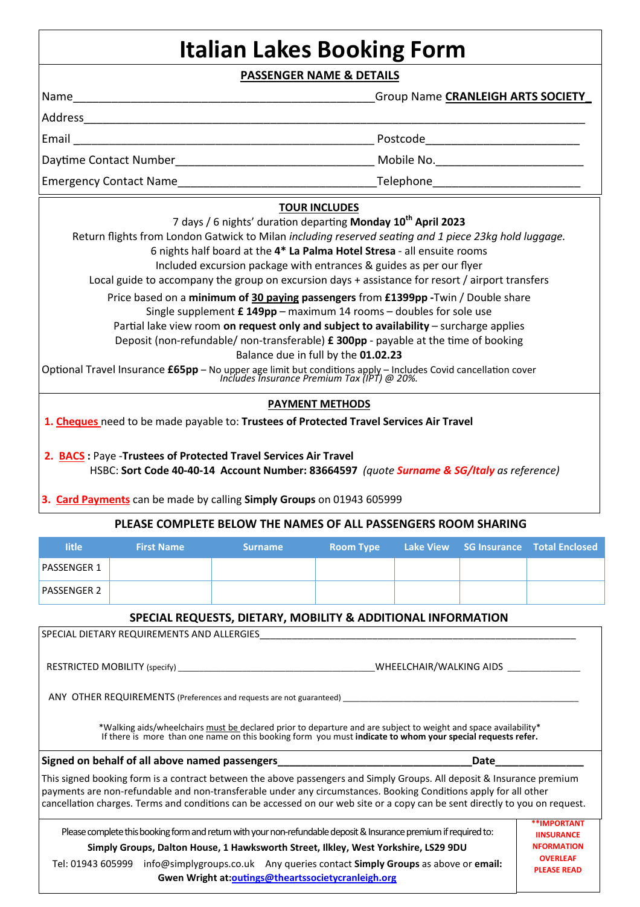# Italian Lakes Booking Form

## PASSENGER NAME & DETAILS

Name_______________________________________________Group Name **CRANLEIGH ARTS SOCIETY**

Address_______________________________________________________________________________

Email ______________________________________________ Postcode______________________

Daytime Contact Number______________________________ Mobile No._____________________

Emergency Contact Name______________________________Telephone______________________

## TOUR INCLUDES

7 days / 6 nights' duration departing **Monday 10th April 2023**

Return flights from London Gatwick to Milan *including reserved seating and 1 piece 23kg hold luggage.*

6 nights half board at the **4* La Palma Hotel Stresa** - all ensuite rooms

Included excursion package with entrances & guides as per our flyer

Local guide to accompany the group on excursion days + assistance for resort / airport transfers

Price based on a **minimum of 30 paying passengers** from **£1399pp** -Twin / Double share

Single supplement **£ 149pp** – maximum 14 rooms – doubles for sole use

Partial lake view room **on request only and subject to availability** – surcharge applies

Deposit (non-refundable/ non-transferable) **£ 300pp** - payable at the time of booking

Balance due in full by the **01.02.23**

Optional Travel Insurance **£65pp** – No upper age limit but conditions apply – Includes Covid cancellation cover
*Includes Insurance Premium Tax (IPT) @ 20%.*

## PAYMENT METHODS

1. **Cheques** need to be made payable to: **Trustees of Protected Travel Services Air Travel**

2. **BACS** : Paye -**Trustees of Protected Travel Services Air Travel**
   HSBC: **Sort Code 40-40-14 Account Number: 83664597** *(quote **Surname & SG/Italy** as reference)*

3. **Card Payments** can be made by calling **Simply Groups** on 01943 605999

## PLEASE COMPLETE BELOW THE NAMES OF ALL PASSENGERS ROOM SHARING

| Title | First Name | Surname | Room Type | Lake View | SG Insurance | Total Enclosed |
|---|---|---|---|---|---|---|
| PASSENGER 1 | | | | | | |
| PASSENGER 2 | | | | | | |

## SPECIAL REQUESTS, DIETARY, MOBILITY & ADDITIONAL INFORMATION

SPECIAL DIETARY REQUIREMENTS AND ALLERGIES______________________________________________

RESTRICTED MOBILITY (specify) ___________________________WHEELCHAIR/WALKING AIDS __________

ANY OTHER REQUIREMENTS (Preferences and requests are not guaranteed) ____________________________

*Walking aids/wheelchairs must be declared prior to departure and are subject to weight and space availability*
If there is more than one name on this booking form you must **indicate to whom your special requests refer.**

**Signed on behalf of all above named passengers**______________________________**Date**______________

This signed booking form is a contract between the above passengers and Simply Groups. All deposit & Insurance premium payments are non-refundable and non-transferable under any circumstances. Booking Conditions apply for all other cancellation charges. Terms and conditions can be accessed on our web site or a copy can be sent directly to you on request.

Please complete this booking form and return with your non-refundable deposit & Insurance premium if required to:
**Simply Groups, Dalton House, 1 Hawksworth Street, Ilkley, West Yorkshire, LS29 9DU**
Tel: 01943 605999 info@simplygroups.co.uk Any queries contact **Simply Groups** as above or **email:**
**Gwen Wright at:outings@theartssocietycranleigh.org**

**IMPORTANT IINSURANCE NFORMATION OVERLEAF PLEASE READ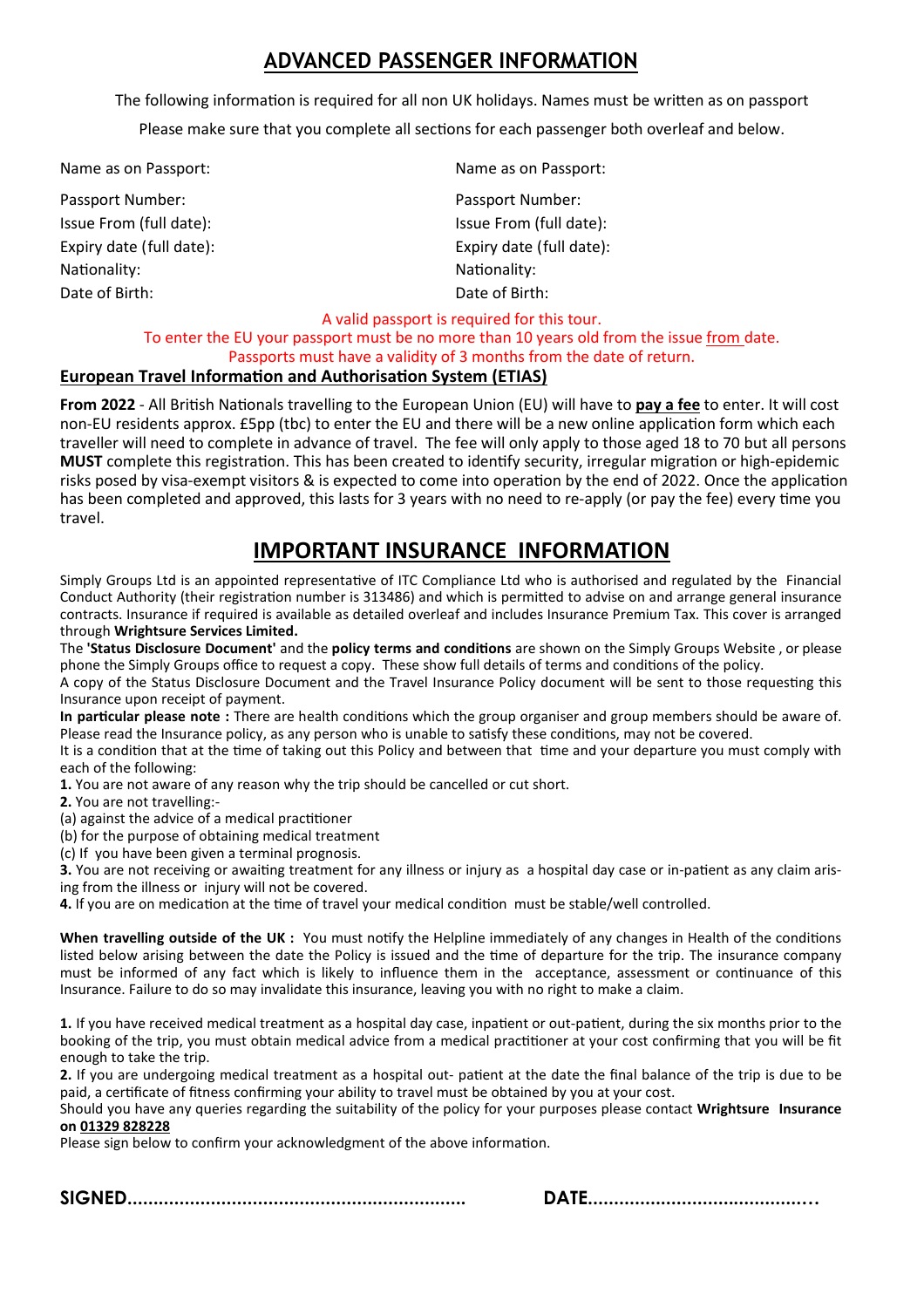## ADVANCED PASSENGER INFORMATION

The following information is required for all non UK holidays. Names must be written as on passport

Please make sure that you complete all sections for each passenger both overleaf and below.

Name as on Passport:

Passport Number:
Issue From (full date):
Expiry date (full date):
Nationality:
Date of Birth:

Name as on Passport:

Passport Number:
Issue From (full date):
Expiry date (full date):
Nationality:
Date of Birth:

A valid passport is required for this tour.
To enter the EU your passport must be no more than 10 years old from the issue from date.
Passports must have a validity of 3 months from the date of return.

### European Travel Information and Authorisation System (ETIAS)

**From 2022** - All British Nationals travelling to the European Union (EU) will have to **pay a fee** to enter. It will cost non-EU residents approx. £5pp (tbc) to enter the EU and there will be a new online application form which each traveller will need to complete in advance of travel. The fee will only apply to those aged 18 to 70 but all persons **MUST** complete this registration. This has been created to identify security, irregular migration or high-epidemic risks posed by visa-exempt visitors & is expected to come into operation by the end of 2022. Once the application has been completed and approved, this lasts for 3 years with no need to re-apply (or pay the fee) every time you travel.

## IMPORTANT INSURANCE INFORMATION

Simply Groups Ltd is an appointed representative of ITC Compliance Ltd who is authorised and regulated by the Financial Conduct Authority (their registration number is 313486) and which is permitted to advise on and arrange general insurance contracts. Insurance if required is available as detailed overleaf and includes Insurance Premium Tax. This cover is arranged through **Wrightsure Services Limited.**

The **'Status Disclosure Document'** and the **policy terms and conditions** are shown on the Simply Groups Website , or please phone the Simply Groups office to request a copy. These show full details of terms and conditions of the policy.

A copy of the Status Disclosure Document and the Travel Insurance Policy document will be sent to those requesting this Insurance upon receipt of payment.

**In particular please note :** There are health conditions which the group organiser and group members should be aware of. Please read the Insurance policy, as any person who is unable to satisfy these conditions, may not be covered.

It is a condition that at the time of taking out this Policy and between that time and your departure you must comply with each of the following:

**1.** You are not aware of any reason why the trip should be cancelled or cut short.

**2.** You are not travelling:-

(a) against the advice of a medical practitioner

(b) for the purpose of obtaining medical treatment

(c) If you have been given a terminal prognosis.

**3.** You are not receiving or awaiting treatment for any illness or injury as a hospital day case or in-patient as any claim arising from the illness or injury will not be covered.

**4.** If you are on medication at the time of travel your medical condition must be stable/well controlled.

**When travelling outside of the UK :** You must notify the Helpline immediately of any changes in Health of the conditions listed below arising between the date the Policy is issued and the time of departure for the trip. The insurance company must be informed of any fact which is likely to influence them in the acceptance, assessment or continuance of this Insurance. Failure to do so may invalidate this insurance, leaving you with no right to make a claim.

**1.** If you have received medical treatment as a hospital day case, inpatient or out-patient, during the six months prior to the booking of the trip, you must obtain medical advice from a medical practitioner at your cost confirming that you will be fit enough to take the trip.

**2.** If you are undergoing medical treatment as a hospital out- patient at the date the final balance of the trip is due to be paid, a certificate of fitness confirming your ability to travel must be obtained by you at your cost.

Should you have any queries regarding the suitability of the policy for your purposes please contact **Wrightsure Insurance on 01329 828228**

Please sign below to confirm your acknowledgment of the above information.

**SIGNED...............................................................** **DATE..........................................**